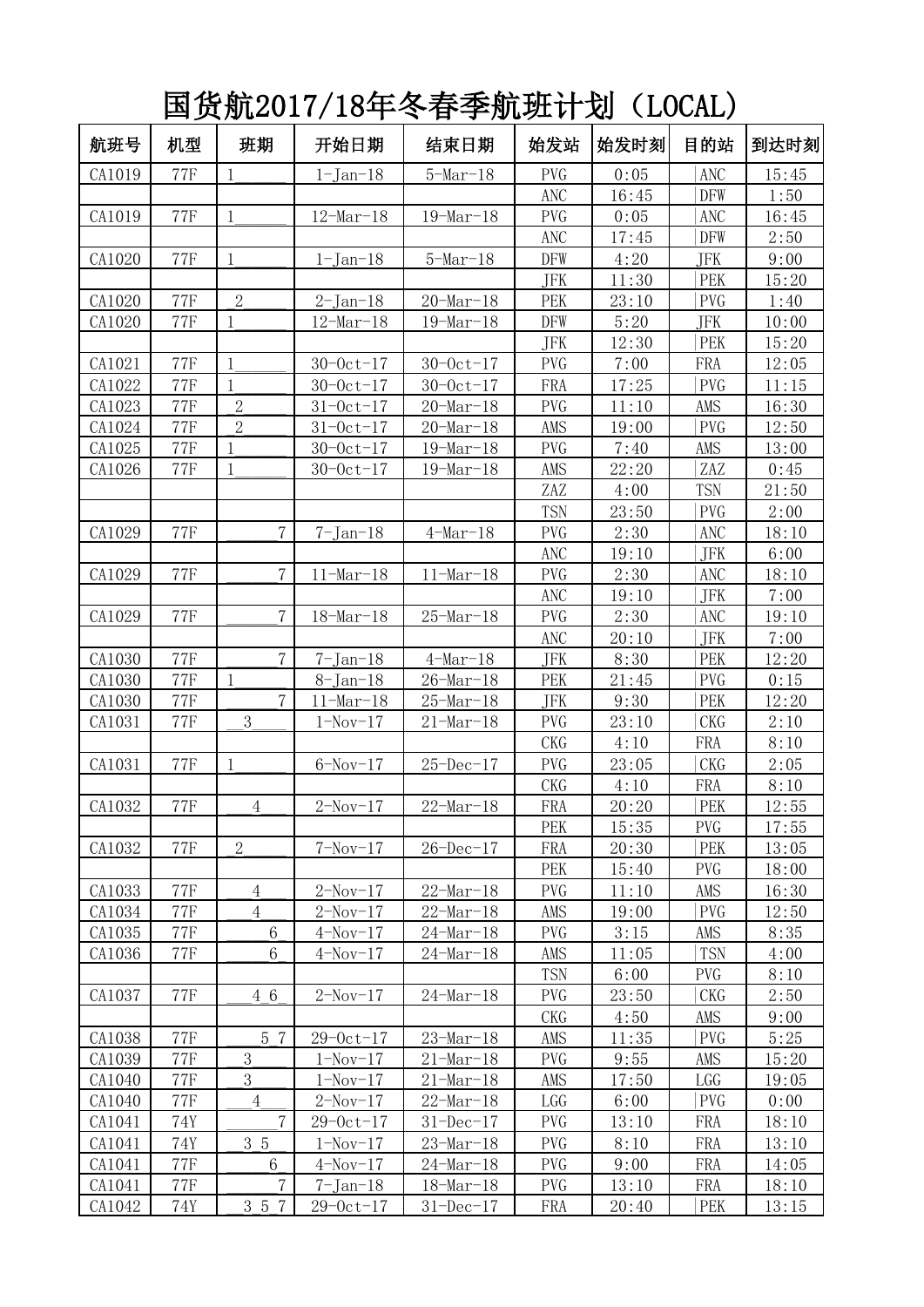# 国货航2017/18年冬春季航班计划（LOCAL)

| 航班号 | 机型 | 班期 | 开始日期 | 结束日期 | 始发站 | 始发时刻 | 目的站 | 到达时刻 |
|---|---|---|---|---|---|---|---|---|
| CA1019 | 77F | 1______ | 1-Jan-18 | 5-Mar-18 | PVG | 0:05 | ANC | 15:45 |
| | | | | | ANC | 16:45 | DFW | 1:50 |
| CA1019 | 77F | 1______ | 12-Mar-18 | 19-Mar-18 | PVG | 0:05 | ANC | 16:45 |
| | | | | | ANC | 17:45 | DFW | 2:50 |
| CA1020 | 77F | 1______ | 1-Jan-18 | 5-Mar-18 | DFW | 4:20 | JFK | 9:00 |
| | | | | | JFK | 11:30 | PEK | 15:20 |
| CA1020 | 77F | _2_____ | 2-Jan-18 | 20-Mar-18 | PEK | 23:10 | PVG | 1:40 |
| CA1020 | 77F | 1______ | 12-Mar-18 | 19-Mar-18 | DFW | 5:20 | JFK | 10:00 |
| | | | | | JFK | 12:30 | PEK | 15:20 |
| CA1021 | 77F | 1______ | 30-Oct-17 | 30-Oct-17 | PVG | 7:00 | FRA | 12:05 |
| CA1022 | 77F | 1______ | 30-Oct-17 | 30-Oct-17 | FRA | 17:25 | PVG | 11:15 |
| CA1023 | 77F | _2_____ | 31-Oct-17 | 20-Mar-18 | PVG | 11:10 | AMS | 16:30 |
| CA1024 | 77F | _2_____ | 31-Oct-17 | 20-Mar-18 | AMS | 19:00 | PVG | 12:50 |
| CA1025 | 77F | 1______ | 30-Oct-17 | 19-Mar-18 | PVG | 7:40 | AMS | 13:00 |
| CA1026 | 77F | 1______ | 30-Oct-17 | 19-Mar-18 | AMS | 22:20 | ZAZ | 0:45 |
| | | | | | ZAZ | 4:00 | TSN | 21:50 |
| | | | | | TSN | 23:50 | PVG | 2:00 |
| CA1029 | 77F | ______7 | 7-Jan-18 | 4-Mar-18 | PVG | 2:30 | ANC | 18:10 |
| | | | | | ANC | 19:10 | JFK | 6:00 |
| CA1029 | 77F | ______7 | 11-Mar-18 | 11-Mar-18 | PVG | 2:30 | ANC | 18:10 |
| | | | | | ANC | 19:10 | JFK | 7:00 |
| CA1029 | 77F | ______7 | 18-Mar-18 | 25-Mar-18 | PVG | 2:30 | ANC | 19:10 |
| | | | | | ANC | 20:10 | JFK | 7:00 |
| CA1030 | 77F | ______7 | 7-Jan-18 | 4-Mar-18 | JFK | 8:30 | PEK | 12:20 |
| CA1030 | 77F | 1______ | 8-Jan-18 | 26-Mar-18 | PEK | 21:45 | PVG | 0:15 |
| CA1030 | 77F | ______7 | 11-Mar-18 | 25-Mar-18 | JFK | 9:30 | PEK | 12:20 |
| CA1031 | 77F | __3____ | 1-Nov-17 | 21-Mar-18 | PVG | 23:10 | CKG | 2:10 |
| | | | | | CKG | 4:10 | FRA | 8:10 |
| CA1031 | 77F | 1______ | 6-Nov-17 | 25-Dec-17 | PVG | 23:05 | CKG | 2:05 |
| | | | | | CKG | 4:10 | FRA | 8:10 |
| CA1032 | 77F | ___4___ | 2-Nov-17 | 22-Mar-18 | FRA | 20:20 | PEK | 12:55 |
| | | | | | PEK | 15:35 | PVG | 17:55 |
| CA1032 | 77F | _2_____ | 7-Nov-17 | 26-Dec-17 | FRA | 20:30 | PEK | 13:05 |
| | | | | | PEK | 15:40 | PVG | 18:00 |
| CA1033 | 77F | ___4___ | 2-Nov-17 | 22-Mar-18 | PVG | 11:10 | AMS | 16:30 |
| CA1034 | 77F | ___4___ | 2-Nov-17 | 22-Mar-18 | AMS | 19:00 | PVG | 12:50 |
| CA1035 | 77F | _____6_ | 4-Nov-17 | 24-Mar-18 | PVG | 3:15 | AMS | 8:35 |
| CA1036 | 77F | _____6_ | 4-Nov-17 | 24-Mar-18 | AMS | 11:05 | TSN | 4:00 |
| | | | | | TSN | 6:00 | PVG | 8:10 |
| CA1037 | 77F | ___4_6_ | 2-Nov-17 | 24-Mar-18 | PVG | 23:50 | CKG | 2:50 |
| | | | | | CKG | 4:50 | AMS | 9:00 |
| CA1038 | 77F | ____5_7 | 29-Oct-17 | 23-Mar-18 | AMS | 11:35 | PVG | 5:25 |
| CA1039 | 77F | __3____ | 1-Nov-17 | 21-Mar-18 | PVG | 9:55 | AMS | 15:20 |
| CA1040 | 77F | __3____ | 1-Nov-17 | 21-Mar-18 | AMS | 17:50 | LGG | 19:05 |
| CA1040 | 77F | ___4___ | 2-Nov-17 | 22-Mar-18 | LGG | 6:00 | PVG | 0:00 |
| CA1041 | 74Y | ______7 | 29-Oct-17 | 31-Dec-17 | PVG | 13:10 | FRA | 18:10 |
| CA1041 | 74Y | __3_5__ | 1-Nov-17 | 23-Mar-18 | PVG | 8:10 | FRA | 13:10 |
| CA1041 | 77F | _____6_ | 4-Nov-17 | 24-Mar-18 | PVG | 9:00 | FRA | 14:05 |
| CA1041 | 77F | ______7 | 7-Jan-18 | 18-Mar-18 | PVG | 13:10 | FRA | 18:10 |
| CA1042 | 74Y | __3_5_7 | 29-Oct-17 | 31-Dec-17 | FRA | 20:40 | PEK | 13:15 |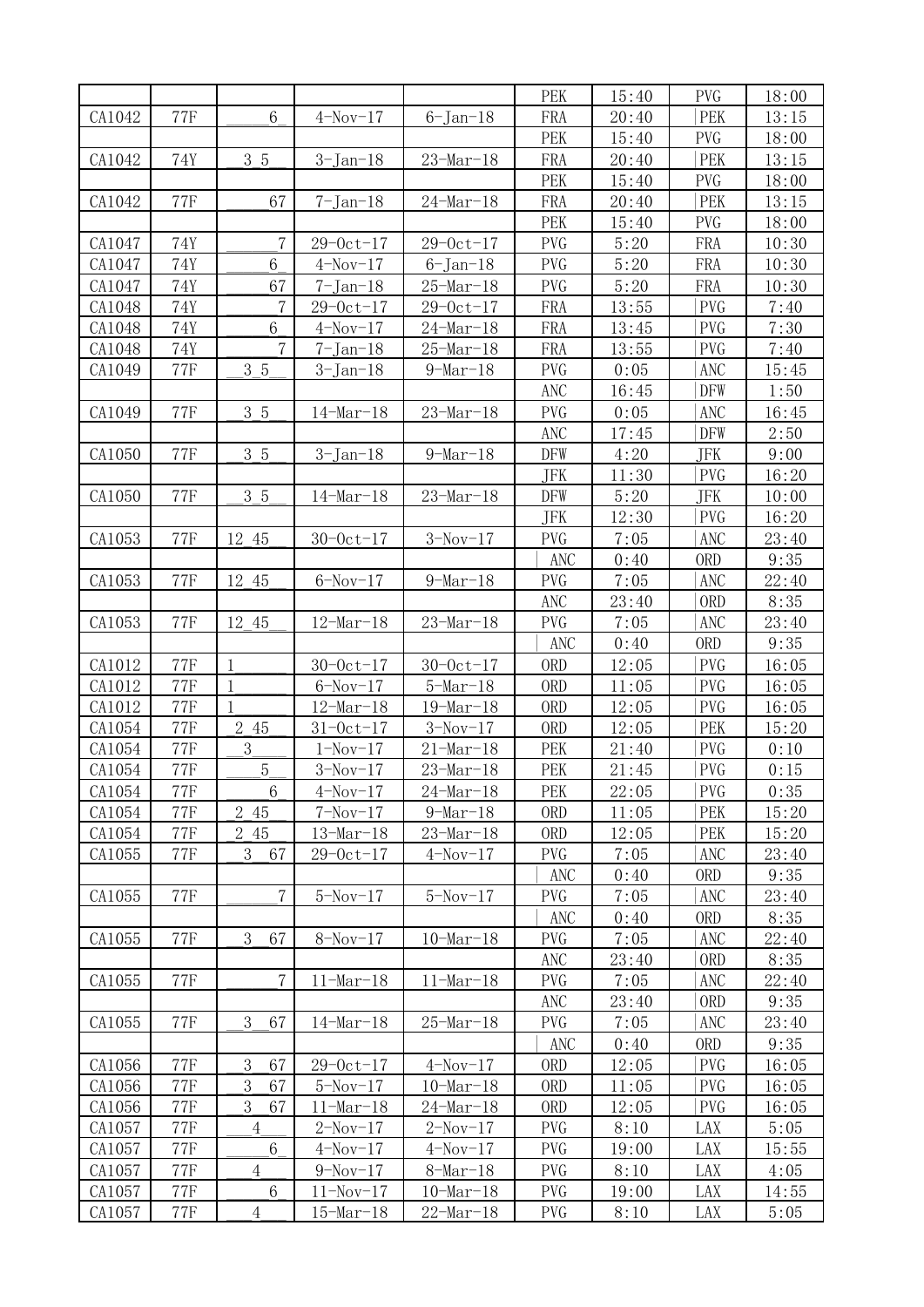| | | | | | | | | |
|---|---|---|---|---|---|---|---|---|
| | | | | | PEK | 15:40 | PVG | 18:00 |
| CA1042 | 77F | _____6_ | 4-Nov-17 | 6-Jan-18 | FRA | 20:40 | PEK | 13:15 |
| | | | | | PEK | 15:40 | PVG | 18:00 |
| CA1042 | 74Y | __3_5__ | 3-Jan-18 | 23-Mar-18 | FRA | 20:40 | PEK | 13:15 |
| | | | | | PEK | 15:40 | PVG | 18:00 |
| CA1042 | 77F | _____67 | 7-Jan-18 | 24-Mar-18 | FRA | 20:40 | PEK | 13:15 |
| | | | | | PEK | 15:40 | PVG | 18:00 |
| CA1047 | 74Y | ______7 | 29-Oct-17 | 29-Oct-17 | PVG | 5:20 | FRA | 10:30 |
| CA1047 | 74Y | _____6_ | 4-Nov-17 | 6-Jan-18 | PVG | 5:20 | FRA | 10:30 |
| CA1047 | 74Y | _____67 | 7-Jan-18 | 25-Mar-18 | PVG | 5:20 | FRA | 10:30 |
| CA1048 | 74Y | ______7 | 29-Oct-17 | 29-Oct-17 | FRA | 13:55 | PVG | 7:40 |
| CA1048 | 74Y | _____6_ | 4-Nov-17 | 24-Mar-18 | FRA | 13:45 | PVG | 7:30 |
| CA1048 | 74Y | ______7 | 7-Jan-18 | 25-Mar-18 | FRA | 13:55 | PVG | 7:40 |
| CA1049 | 77F | __3_5__ | 3-Jan-18 | 9-Mar-18 | PVG | 0:05 | ANC | 15:45 |
| | | | | | ANC | 16:45 | DFW | 1:50 |
| CA1049 | 77F | __3_5__ | 14-Mar-18 | 23-Mar-18 | PVG | 0:05 | ANC | 16:45 |
| | | | | | ANC | 17:45 | DFW | 2:50 |
| CA1050 | 77F | __3_5__ | 3-Jan-18 | 9-Mar-18 | DFW | 4:20 | JFK | 9:00 |
| | | | | | JFK | 11:30 | PVG | 16:20 |
| CA1050 | 77F | __3_5__ | 14-Mar-18 | 23-Mar-18 | DFW | 5:20 | JFK | 10:00 |
| | | | | | JFK | 12:30 | PVG | 16:20 |
| CA1053 | 77F | 12_45__ | 30-Oct-17 | 3-Nov-17 | PVG | 7:05 | ANC | 23:40 |
| | | | | | ANC | 0:40 | ORD | 9:35 |
| CA1053 | 77F | 12_45__ | 6-Nov-17 | 9-Mar-18 | PVG | 7:05 | ANC | 22:40 |
| | | | | | ANC | 23:40 | ORD | 8:35 |
| CA1053 | 77F | 12_45__ | 12-Mar-18 | 23-Mar-18 | PVG | 7:05 | ANC | 23:40 |
| | | | | | ANC | 0:40 | ORD | 9:35 |
| CA1012 | 77F | 1______ | 30-Oct-17 | 30-Oct-17 | ORD | 12:05 | PVG | 16:05 |
| CA1012 | 77F | 1______ | 6-Nov-17 | 5-Mar-18 | ORD | 11:05 | PVG | 16:05 |
| CA1012 | 77F | 1______ | 12-Mar-18 | 19-Mar-18 | ORD | 12:05 | PVG | 16:05 |
| CA1054 | 77F | _2_45__ | 31-Oct-17 | 3-Nov-17 | ORD | 12:05 | PEK | 15:20 |
| CA1054 | 77F | __3____ | 1-Nov-17 | 21-Mar-18 | PEK | 21:40 | PVG | 0:10 |
| CA1054 | 77F | ____5__ | 3-Nov-17 | 23-Mar-18 | PEK | 21:45 | PVG | 0:15 |
| CA1054 | 77F | _____6_ | 4-Nov-17 | 24-Mar-18 | PEK | 22:05 | PVG | 0:35 |
| CA1054 | 77F | _2_45__ | 7-Nov-17 | 9-Mar-18 | ORD | 11:05 | PEK | 15:20 |
| CA1054 | 77F | _2_45__ | 13-Mar-18 | 23-Mar-18 | ORD | 12:05 | PEK | 15:20 |
| CA1055 | 77F | __3__67 | 29-Oct-17 | 4-Nov-17 | PVG | 7:05 | ANC | 23:40 |
| | | | | | ANC | 0:40 | ORD | 9:35 |
| CA1055 | 77F | ______7 | 5-Nov-17 | 5-Nov-17 | PVG | 7:05 | ANC | 23:40 |
| | | | | | ANC | 0:40 | ORD | 8:35 |
| CA1055 | 77F | __3__67 | 8-Nov-17 | 10-Mar-18 | PVG | 7:05 | ANC | 22:40 |
| | | | | | ANC | 23:40 | ORD | 8:35 |
| CA1055 | 77F | ______7 | 11-Mar-18 | 11-Mar-18 | PVG | 7:05 | ANC | 22:40 |
| | | | | | ANC | 23:40 | ORD | 9:35 |
| CA1055 | 77F | __3__67 | 14-Mar-18 | 25-Mar-18 | PVG | 7:05 | ANC | 23:40 |
| | | | | | ANC | 0:40 | ORD | 9:35 |
| CA1056 | 77F | __3__67 | 29-Oct-17 | 4-Nov-17 | ORD | 12:05 | PVG | 16:05 |
| CA1056 | 77F | __3__67 | 5-Nov-17 | 10-Mar-18 | ORD | 11:05 | PVG | 16:05 |
| CA1056 | 77F | __3__67 | 11-Mar-18 | 24-Mar-18 | ORD | 12:05 | PVG | 16:05 |
| CA1057 | 77F | ___4___ | 2-Nov-17 | 2-Nov-17 | PVG | 8:10 | LAX | 5:05 |
| CA1057 | 77F | _____6_ | 4-Nov-17 | 4-Nov-17 | PVG | 19:00 | LAX | 15:55 |
| CA1057 | 77F | ___4___ | 9-Nov-17 | 8-Mar-18 | PVG | 8:10 | LAX | 4:05 |
| CA1057 | 77F | _____6_ | 11-Nov-17 | 10-Mar-18 | PVG | 19:00 | LAX | 14:55 |
| CA1057 | 77F | ___4___ | 15-Mar-18 | 22-Mar-18 | PVG | 8:10 | LAX | 5:05 |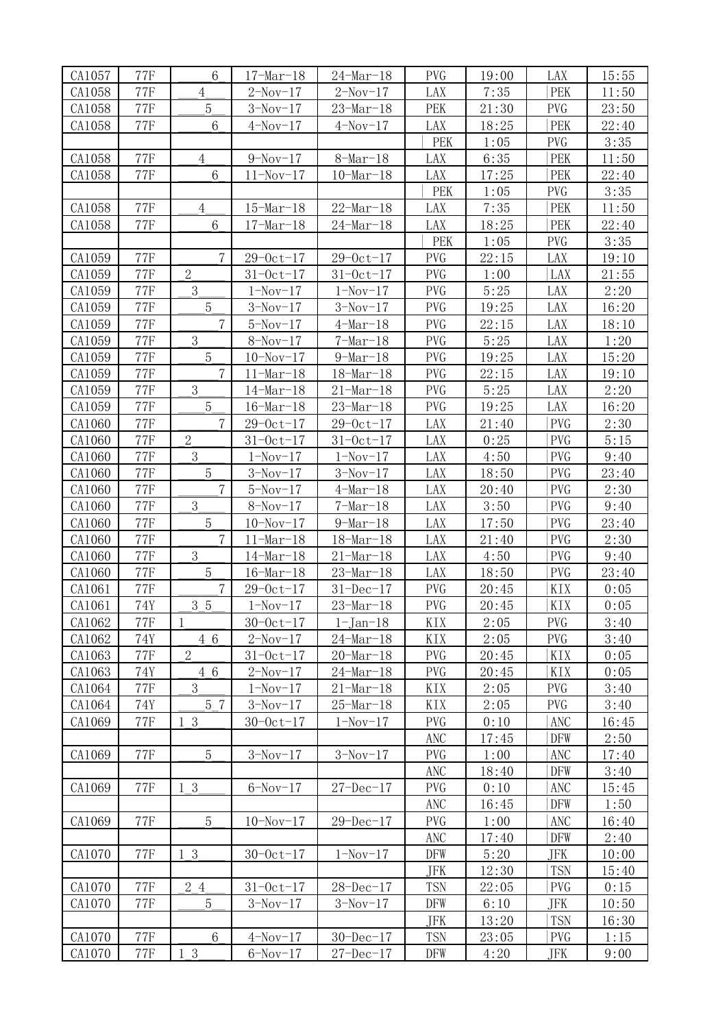| CA1057 | 77F | 6 | 17-Mar-18 | 24-Mar-18 | PVG | 19:00 | LAX | 15:55 |
|---|---|---|---|---|---|---|---|---|
| CA1058 | 77F | 4 | 2-Nov-17 | 2-Nov-17 | LAX | 7:35 | PEK | 11:50 |
| CA1058 | 77F | 5 | 3-Nov-17 | 23-Mar-18 | PEK | 21:30 | PVG | 23:50 |
| CA1058 | 77F | 6 | 4-Nov-17 | 4-Nov-17 | LAX | 18:25 | PEK | 22:40 |
| | | | | | PEK | 1:05 | PVG | 3:35 |
| CA1058 | 77F | 4 | 9-Nov-17 | 8-Mar-18 | LAX | 6:35 | PEK | 11:50 |
| CA1058 | 77F | 6 | 11-Nov-17 | 10-Mar-18 | LAX | 17:25 | PEK | 22:40 |
| | | | | | PEK | 1:05 | PVG | 3:35 |
| CA1058 | 77F | 4 | 15-Mar-18 | 22-Mar-18 | LAX | 7:35 | PEK | 11:50 |
| CA1058 | 77F | 6 | 17-Mar-18 | 24-Mar-18 | LAX | 18:25 | PEK | 22:40 |
| | | | | | PEK | 1:05 | PVG | 3:35 |
| CA1059 | 77F | 7 | 29-Oct-17 | 29-Oct-17 | PVG | 22:15 | LAX | 19:10 |
| CA1059 | 77F | 2 | 31-Oct-17 | 31-Oct-17 | PVG | 1:00 | LAX | 21:55 |
| CA1059 | 77F | 3 | 1-Nov-17 | 1-Nov-17 | PVG | 5:25 | LAX | 2:20 |
| CA1059 | 77F | 5 | 3-Nov-17 | 3-Nov-17 | PVG | 19:25 | LAX | 16:20 |
| CA1059 | 77F | 7 | 5-Nov-17 | 4-Mar-18 | PVG | 22:15 | LAX | 18:10 |
| CA1059 | 77F | 3 | 8-Nov-17 | 7-Mar-18 | PVG | 5:25 | LAX | 1:20 |
| CA1059 | 77F | 5 | 10-Nov-17 | 9-Mar-18 | PVG | 19:25 | LAX | 15:20 |
| CA1059 | 77F | 7 | 11-Mar-18 | 18-Mar-18 | PVG | 22:15 | LAX | 19:10 |
| CA1059 | 77F | 3 | 14-Mar-18 | 21-Mar-18 | PVG | 5:25 | LAX | 2:20 |
| CA1059 | 77F | 5 | 16-Mar-18 | 23-Mar-18 | PVG | 19:25 | LAX | 16:20 |
| CA1060 | 77F | 7 | 29-Oct-17 | 29-Oct-17 | LAX | 21:40 | PVG | 2:30 |
| CA1060 | 77F | 2 | 31-Oct-17 | 31-Oct-17 | LAX | 0:25 | PVG | 5:15 |
| CA1060 | 77F | 3 | 1-Nov-17 | 1-Nov-17 | LAX | 4:50 | PVG | 9:40 |
| CA1060 | 77F | 5 | 3-Nov-17 | 3-Nov-17 | LAX | 18:50 | PVG | 23:40 |
| CA1060 | 77F | 7 | 5-Nov-17 | 4-Mar-18 | LAX | 20:40 | PVG | 2:30 |
| CA1060 | 77F | 3 | 8-Nov-17 | 7-Mar-18 | LAX | 3:50 | PVG | 9:40 |
| CA1060 | 77F | 5 | 10-Nov-17 | 9-Mar-18 | LAX | 17:50 | PVG | 23:40 |
| CA1060 | 77F | 7 | 11-Mar-18 | 18-Mar-18 | LAX | 21:40 | PVG | 2:30 |
| CA1060 | 77F | 3 | 14-Mar-18 | 21-Mar-18 | LAX | 4:50 | PVG | 9:40 |
| CA1060 | 77F | 5 | 16-Mar-18 | 23-Mar-18 | LAX | 18:50 | PVG | 23:40 |
| CA1061 | 77F | 7 | 29-Oct-17 | 31-Dec-17 | PVG | 20:45 | KIX | 0:05 |
| CA1061 | 74Y | 3 5 | 1-Nov-17 | 23-Mar-18 | PVG | 20:45 | KIX | 0:05 |
| CA1062 | 77F | 1 | 30-Oct-17 | 1-Jan-18 | KIX | 2:05 | PVG | 3:40 |
| CA1062 | 74Y | 4 6 | 2-Nov-17 | 24-Mar-18 | KIX | 2:05 | PVG | 3:40 |
| CA1063 | 77F | 2 | 31-Oct-17 | 20-Mar-18 | PVG | 20:45 | KIX | 0:05 |
| CA1063 | 74Y | 4 6 | 2-Nov-17 | 24-Mar-18 | PVG | 20:45 | KIX | 0:05 |
| CA1064 | 77F | 3 | 1-Nov-17 | 21-Mar-18 | KIX | 2:05 | PVG | 3:40 |
| CA1064 | 74Y | 5 7 | 3-Nov-17 | 25-Mar-18 | KIX | 2:05 | PVG | 3:40 |
| CA1069 | 77F | 1 3 | 30-Oct-17 | 1-Nov-17 | PVG | 0:10 | ANC | 16:45 |
| | | | | | ANC | 17:45 | DFW | 2:50 |
| CA1069 | 77F | 5 | 3-Nov-17 | 3-Nov-17 | PVG | 1:00 | ANC | 17:40 |
| | | | | | ANC | 18:40 | DFW | 3:40 |
| CA1069 | 77F | 1 3 | 6-Nov-17 | 27-Dec-17 | PVG | 0:10 | ANC | 15:45 |
| | | | | | ANC | 16:45 | DFW | 1:50 |
| CA1069 | 77F | 5 | 10-Nov-17 | 29-Dec-17 | PVG | 1:00 | ANC | 16:40 |
| | | | | | ANC | 17:40 | DFW | 2:40 |
| CA1070 | 77F | 1 3 | 30-Oct-17 | 1-Nov-17 | DFW | 5:20 | JFK | 10:00 |
| | | | | | JFK | 12:30 | TSN | 15:40 |
| CA1070 | 77F | 2 4 | 31-Oct-17 | 28-Dec-17 | TSN | 22:05 | PVG | 0:15 |
| CA1070 | 77F | 5 | 3-Nov-17 | 3-Nov-17 | DFW | 6:10 | JFK | 10:50 |
| | | | | | JFK | 13:20 | TSN | 16:30 |
| CA1070 | 77F | 6 | 4-Nov-17 | 30-Dec-17 | TSN | 23:05 | PVG | 1:15 |
| CA1070 | 77F | 1 3 | 6-Nov-17 | 27-Dec-17 | DFW | 4:20 | JFK | 9:00 |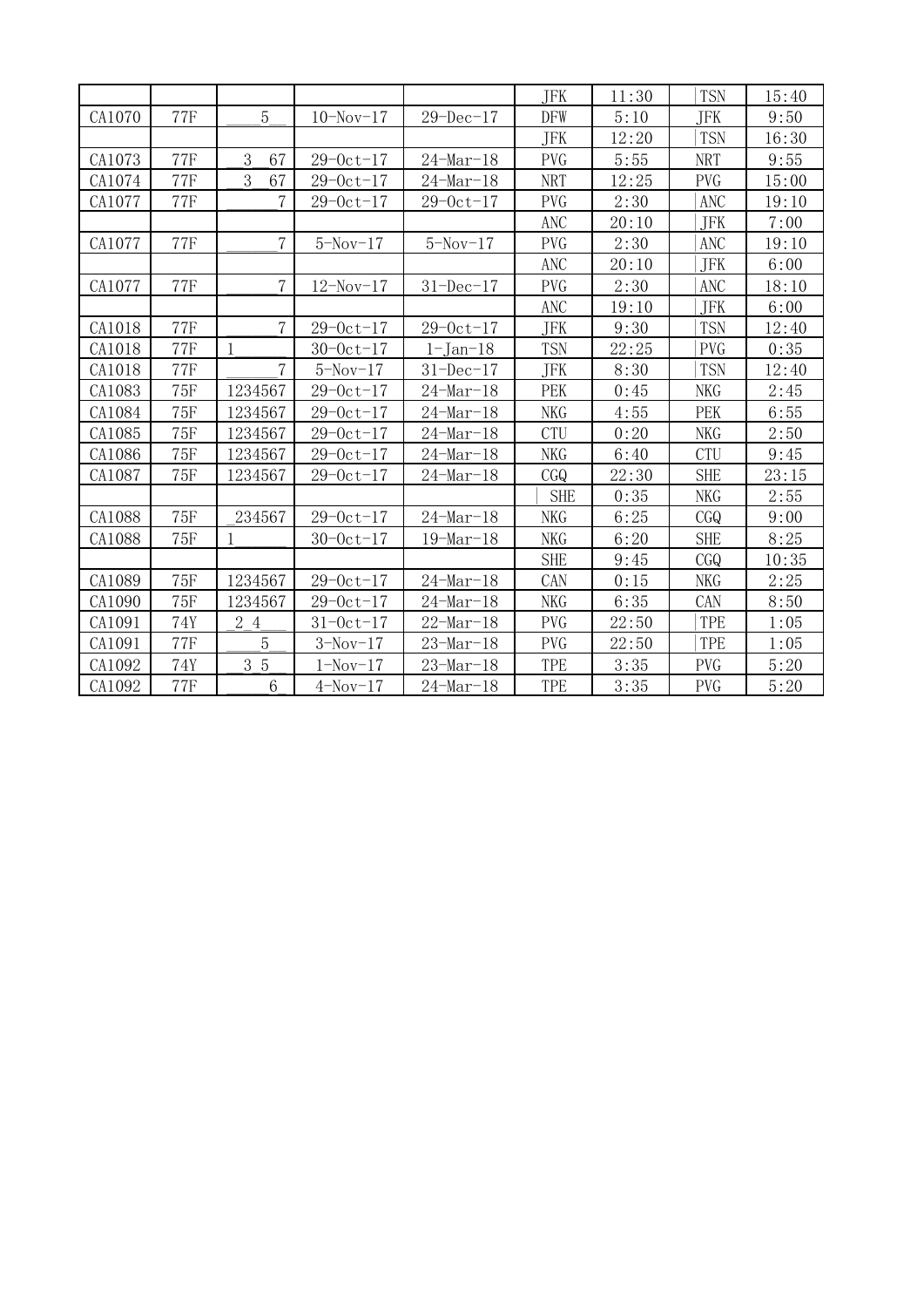| | | | | | | | | |
|---|---|---|---|---|---|---|---|---|
| | | | | | JFK | 11:30 | TSN | 15:40 |
| CA1070 | 77F | ____5__ | 10-Nov-17 | 29-Dec-17 | DFW | 5:10 | JFK | 9:50 |
| | | | | | JFK | 12:20 | TSN | 16:30 |
| CA1073 | 77F | __3_67 | 29-Oct-17 | 24-Mar-18 | PVG | 5:55 | NRT | 9:55 |
| CA1074 | 77F | __3_67 | 29-Oct-17 | 24-Mar-18 | NRT | 12:25 | PVG | 15:00 |
| CA1077 | 77F | ______7 | 29-Oct-17 | 29-Oct-17 | PVG | 2:30 | ANC | 19:10 |
| | | | | | ANC | 20:10 | JFK | 7:00 |
| CA1077 | 77F | ______7 | 5-Nov-17 | 5-Nov-17 | PVG | 2:30 | ANC | 19:10 |
| | | | | | ANC | 20:10 | JFK | 6:00 |
| CA1077 | 77F | ______7 | 12-Nov-17 | 31-Dec-17 | PVG | 2:30 | ANC | 18:10 |
| | | | | | ANC | 19:10 | JFK | 6:00 |
| CA1018 | 77F | ______7 | 29-Oct-17 | 29-Oct-17 | JFK | 9:30 | TSN | 12:40 |
| CA1018 | 77F | 1______ | 30-Oct-17 | 1-Jan-18 | TSN | 22:25 | PVG | 0:35 |
| CA1018 | 77F | ______7 | 5-Nov-17 | 31-Dec-17 | JFK | 8:30 | TSN | 12:40 |
| CA1083 | 75F | 1234567 | 29-Oct-17 | 24-Mar-18 | PEK | 0:45 | NKG | 2:45 |
| CA1084 | 75F | 1234567 | 29-Oct-17 | 24-Mar-18 | NKG | 4:55 | PEK | 6:55 |
| CA1085 | 75F | 1234567 | 29-Oct-17 | 24-Mar-18 | CTU | 0:20 | NKG | 2:50 |
| CA1086 | 75F | 1234567 | 29-Oct-17 | 24-Mar-18 | NKG | 6:40 | CTU | 9:45 |
| CA1087 | 75F | 1234567 | 29-Oct-17 | 24-Mar-18 | CGQ | 22:30 | SHE | 23:15 |
| | | | | | SHE | 0:35 | NKG | 2:55 |
| CA1088 | 75F | _234567 | 29-Oct-17 | 24-Mar-18 | NKG | 6:25 | CGQ | 9:00 |
| CA1088 | 75F | 1______ | 30-Oct-17 | 19-Mar-18 | NKG | 6:20 | SHE | 8:25 |
| | | | | | SHE | 9:45 | CGQ | 10:35 |
| CA1089 | 75F | 1234567 | 29-Oct-17 | 24-Mar-18 | CAN | 0:15 | NKG | 2:25 |
| CA1090 | 75F | 1234567 | 29-Oct-17 | 24-Mar-18 | NKG | 6:35 | CAN | 8:50 |
| CA1091 | 74Y | _2_4___ | 31-Oct-17 | 22-Mar-18 | PVG | 22:50 | TPE | 1:05 |
| CA1091 | 77F | ____5__ | 3-Nov-17 | 23-Mar-18 | PVG | 22:50 | TPE | 1:05 |
| CA1092 | 74Y | __3_5__ | 1-Nov-17 | 23-Mar-18 | TPE | 3:35 | PVG | 5:20 |
| CA1092 | 77F | _____6_ | 4-Nov-17 | 24-Mar-18 | TPE | 3:35 | PVG | 5:20 |